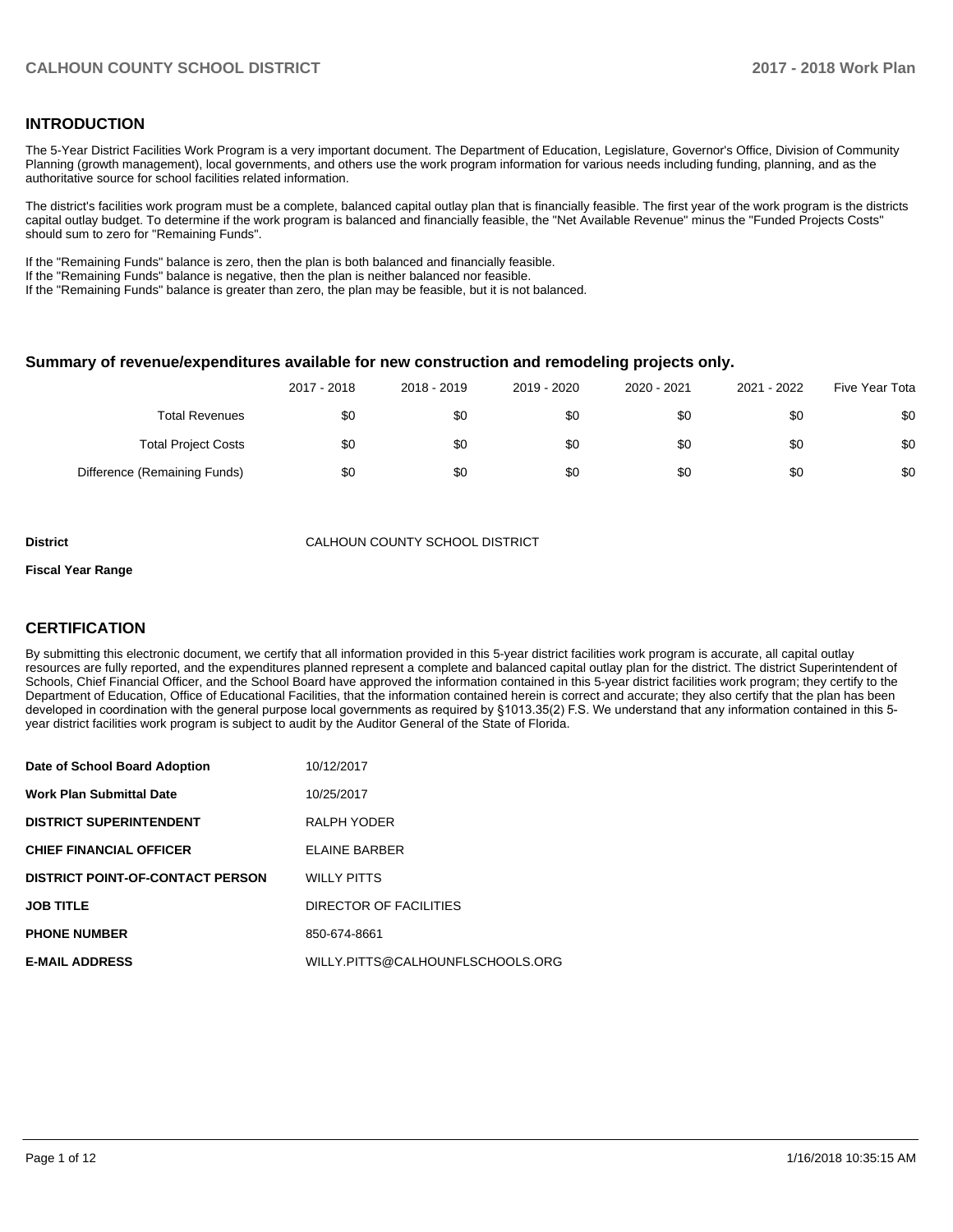## INTRODUCTION

The 5-Year District Facilities Work Program is a very important document. The Department of Education, Legislature, Governor's Office, Division of Community Planning (growth management), local governments, and others use the work program information for various needs including funding, planning, and as the authoritative source for school facilities related information.

The district's facilities work program must be a complete, balanced capital outlay plan that is financially feasible. The first year of the work program is the districts capital outlay budget. To determine if the work program is balanced and financially feasible, the "Net Available Revenue" minus the "Funded Projects Costs" should sum to zero for "Remaining Funds".

If the "Remaining Funds" balance is zero, then the plan is both balanced and financially feasible.
If the "Remaining Funds" balance is negative, then the plan is neither balanced nor feasible.
If the "Remaining Funds" balance is greater than zero, the plan may be feasible, but it is not balanced.

### Summary of revenue/expenditures available for new construction and remodeling projects only.

| | 2017 - 2018 | 2018 - 2019 | 2019 - 2020 | 2020 - 2021 | 2021 - 2022 | Five Year Tota |
|---|---|---|---|---|---|---|
| Total Revenues | $0 | $0 | $0 | $0 | $0 | $0 |
| Total Project Costs | $0 | $0 | $0 | $0 | $0 | $0 |
| Difference (Remaining Funds) | $0 | $0 | $0 | $0 | $0 | $0 |

| | |
|---|---|
| **District** | CALHOUN COUNTY SCHOOL DISTRICT |
| **Fiscal Year Range** | |

## CERTIFICATION

By submitting this electronic document, we certify that all information provided in this 5-year district facilities work program is accurate, all capital outlay resources are fully reported, and the expenditures planned represent a complete and balanced capital outlay plan for the district. The district Superintendent of Schools, Chief Financial Officer, and the School Board have approved the information contained in this 5-year district facilities work program; they certify to the Department of Education, Office of Educational Facilities, that the information contained herein is correct and accurate; they also certify that the plan has been developed in coordination with the general purpose local governments as required by §1013.35(2) F.S. We understand that any information contained in this 5-year district facilities work program is subject to audit by the Auditor General of the State of Florida.

| | |
|---|---|
| **Date of School Board Adoption** | 10/12/2017 |
| **Work Plan Submittal Date** | 10/25/2017 |
| **DISTRICT SUPERINTENDENT** | RALPH YODER |
| **CHIEF FINANCIAL OFFICER** | ELAINE BARBER |
| **DISTRICT POINT-OF-CONTACT PERSON** | WILLY PITTS |
| **JOB TITLE** | DIRECTOR OF FACILITIES |
| **PHONE NUMBER** | 850-674-8661 |
| **E-MAIL ADDRESS** | WILLY.PITTS@CALHOUNFLSCHOOLS.ORG |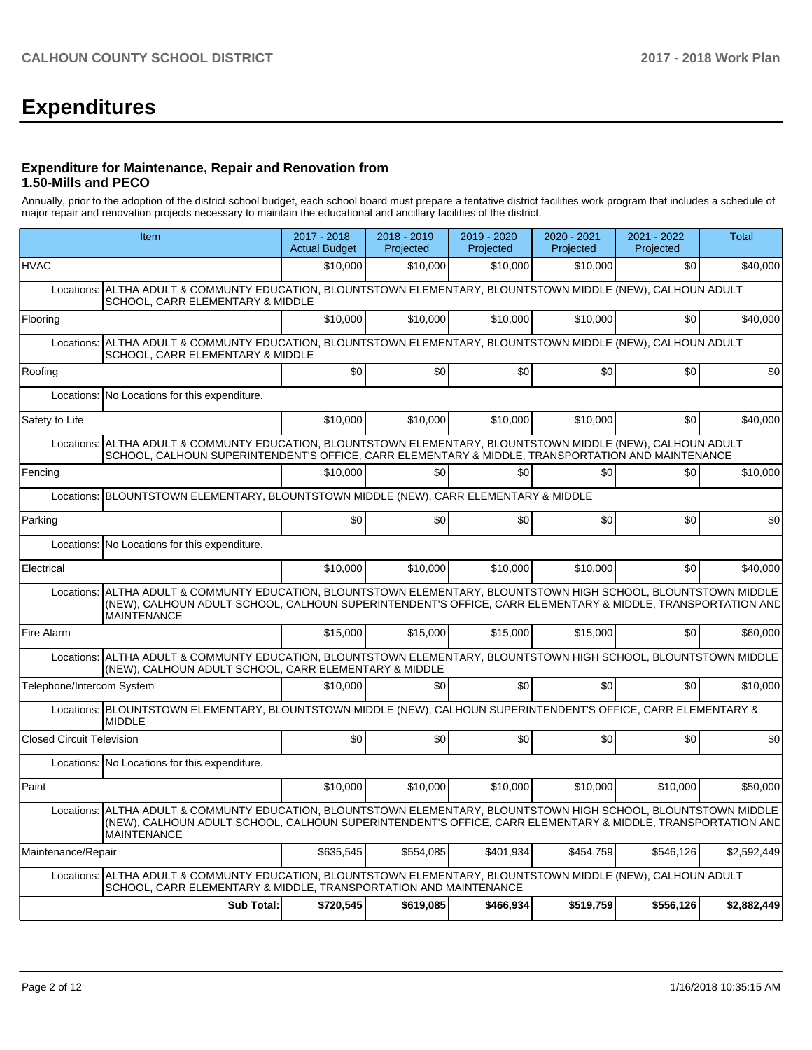# Expenditures

### Expenditure for Maintenance, Repair and Renovation from 1.50-Mills and PECO

Annually, prior to the adoption of the district school budget, each school board must prepare a tentative district facilities work program that includes a schedule of major repair and renovation projects necessary to maintain the educational and ancillary facilities of the district.

| Item | | 2017 - 2018 Actual Budget | 2018 - 2019 Projected | 2019 - 2020 Projected | 2020 - 2021 Projected | 2021 - 2022 Projected | Total |
|---|---|---|---|---|---|---|---|
| HVAC | | $10,000 | $10,000 | $10,000 | $10,000 | $0 | $40,000 |
| Locations: | ALTHA ADULT & COMMUNTY EDUCATION, BLOUNTSTOWN ELEMENTARY, BLOUNTSTOWN MIDDLE (NEW), CALHOUN ADULT SCHOOL, CARR ELEMENTARY & MIDDLE | | | | | | |
| Flooring | | $10,000 | $10,000 | $10,000 | $10,000 | $0 | $40,000 |
| Locations: | ALTHA ADULT & COMMUNTY EDUCATION, BLOUNTSTOWN ELEMENTARY, BLOUNTSTOWN MIDDLE (NEW), CALHOUN ADULT SCHOOL, CARR ELEMENTARY & MIDDLE | | | | | | |
| Roofing | | $0 | $0 | $0 | $0 | $0 | $0 |
| Locations: | No Locations for this expenditure. | | | | | | |
| Safety to Life | | $10,000 | $10,000 | $10,000 | $10,000 | $0 | $40,000 |
| Locations: | ALTHA ADULT & COMMUNTY EDUCATION, BLOUNTSTOWN ELEMENTARY, BLOUNTSTOWN MIDDLE (NEW), CALHOUN ADULT SCHOOL, CALHOUN SUPERINTENDENT'S OFFICE, CARR ELEMENTARY & MIDDLE, TRANSPORTATION AND MAINTENANCE | | | | | | |
| Fencing | | $10,000 | $0 | $0 | $0 | $0 | $10,000 |
| Locations: | BLOUNTSTOWN ELEMENTARY, BLOUNTSTOWN MIDDLE (NEW), CARR ELEMENTARY & MIDDLE | | | | | | |
| Parking | | $0 | $0 | $0 | $0 | $0 | $0 |
| Locations: | No Locations for this expenditure. | | | | | | |
| Electrical | | $10,000 | $10,000 | $10,000 | $10,000 | $0 | $40,000 |
| Locations: | ALTHA ADULT & COMMUNTY EDUCATION, BLOUNTSTOWN ELEMENTARY, BLOUNTSTOWN HIGH SCHOOL, BLOUNTSTOWN MIDDLE (NEW), CALHOUN ADULT SCHOOL, CALHOUN SUPERINTENDENT'S OFFICE, CARR ELEMENTARY & MIDDLE, TRANSPORTATION AND MAINTENANCE | | | | | | |
| Fire Alarm | | $15,000 | $15,000 | $15,000 | $15,000 | $0 | $60,000 |
| Locations: | ALTHA ADULT & COMMUNTY EDUCATION, BLOUNTSTOWN ELEMENTARY, BLOUNTSTOWN HIGH SCHOOL, BLOUNTSTOWN MIDDLE (NEW), CALHOUN ADULT SCHOOL, CARR ELEMENTARY & MIDDLE | | | | | | |
| Telephone/Intercom System | | $10,000 | $0 | $0 | $0 | $0 | $10,000 |
| Locations: | BLOUNTSTOWN ELEMENTARY, BLOUNTSTOWN MIDDLE (NEW), CALHOUN SUPERINTENDENT'S OFFICE, CARR ELEMENTARY & MIDDLE | | | | | | |
| Closed Circuit Television | | $0 | $0 | $0 | $0 | $0 | $0 |
| Locations: | No Locations for this expenditure. | | | | | | |
| Paint | | $10,000 | $10,000 | $10,000 | $10,000 | $10,000 | $50,000 |
| Locations: | ALTHA ADULT & COMMUNTY EDUCATION, BLOUNTSTOWN ELEMENTARY, BLOUNTSTOWN HIGH SCHOOL, BLOUNTSTOWN MIDDLE (NEW), CALHOUN ADULT SCHOOL, CALHOUN SUPERINTENDENT'S OFFICE, CARR ELEMENTARY & MIDDLE, TRANSPORTATION AND MAINTENANCE | | | | | | |
| Maintenance/Repair | | $635,545 | $554,085 | $401,934 | $454,759 | $546,126 | $2,592,449 |
| Locations: | ALTHA ADULT & COMMUNTY EDUCATION, BLOUNTSTOWN ELEMENTARY, BLOUNTSTOWN MIDDLE (NEW), CALHOUN ADULT SCHOOL, CARR ELEMENTARY & MIDDLE, TRANSPORTATION AND MAINTENANCE | | | | | | |
| | **Sub Total:** | **$720,545** | **$619,085** | **$466,934** | **$519,759** | **$556,126** | **$2,882,449** |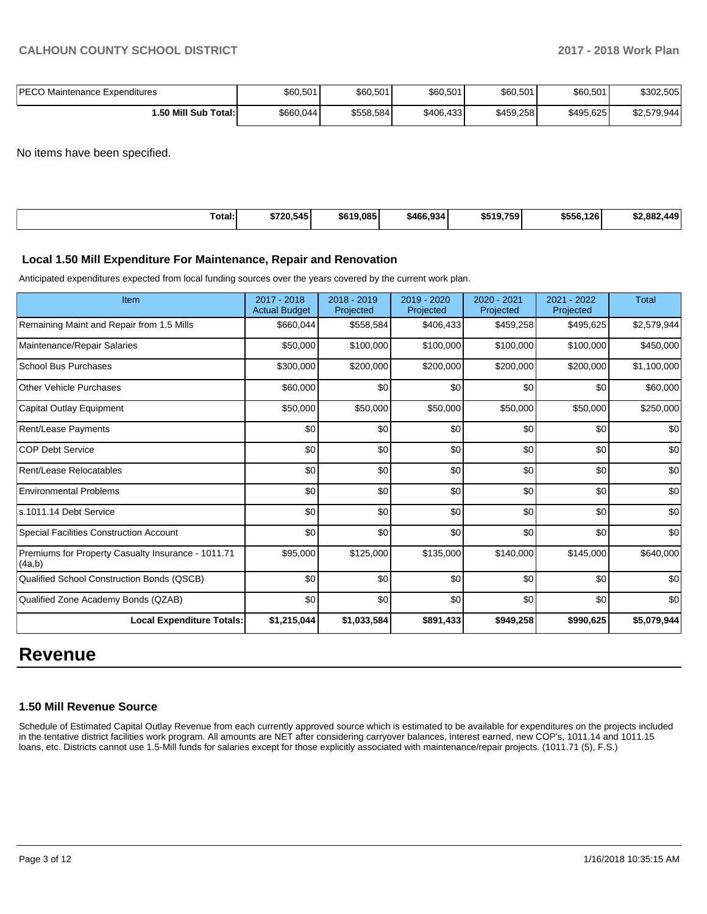| PECO Maintenance Expenditures | $60,501 | $60,501 | $60,501 | $60,501 | $60,501 | $302,505 |
|---|---|---|---|---|---|---|
| **1.50 Mill Sub Total:** | $660,044 | $558,584 | $406,433 | $459,258 | $495,625 | $2,579,944 |

No items have been specified.

| **Total:** | **$720,545** | **$619,085** | **$466,934** | **$519,759** | **$556,126** | **$2,882,449** |
|---|---|---|---|---|---|---|

### Local 1.50 Mill Expenditure For Maintenance, Repair and Renovation

Anticipated expenditures expected from local funding sources over the years covered by the current work plan.

| Item | 2017 - 2018 Actual Budget | 2018 - 2019 Projected | 2019 - 2020 Projected | 2020 - 2021 Projected | 2021 - 2022 Projected | Total |
|---|---|---|---|---|---|---|
| Remaining Maint and Repair from 1.5 Mills | $660,044 | $558,584 | $406,433 | $459,258 | $495,625 | $2,579,944 |
| Maintenance/Repair Salaries | $50,000 | $100,000 | $100,000 | $100,000 | $100,000 | $450,000 |
| School Bus Purchases | $300,000 | $200,000 | $200,000 | $200,000 | $200,000 | $1,100,000 |
| Other Vehicle Purchases | $60,000 | $0 | $0 | $0 | $0 | $60,000 |
| Capital Outlay Equipment | $50,000 | $50,000 | $50,000 | $50,000 | $50,000 | $250,000 |
| Rent/Lease Payments | $0 | $0 | $0 | $0 | $0 | $0 |
| COP Debt Service | $0 | $0 | $0 | $0 | $0 | $0 |
| Rent/Lease Relocatables | $0 | $0 | $0 | $0 | $0 | $0 |
| Environmental Problems | $0 | $0 | $0 | $0 | $0 | $0 |
| s.1011.14 Debt Service | $0 | $0 | $0 | $0 | $0 | $0 |
| Special Facilities Construction Account | $0 | $0 | $0 | $0 | $0 | $0 |
| Premiums for Property Casualty Insurance - 1011.71 (4a,b) | $95,000 | $125,000 | $135,000 | $140,000 | $145,000 | $640,000 |
| Qualified School Construction Bonds (QSCB) | $0 | $0 | $0 | $0 | $0 | $0 |
| Qualified Zone Academy Bonds (QZAB) | $0 | $0 | $0 | $0 | $0 | $0 |
| **Local Expenditure Totals:** | **$1,215,044** | **$1,033,584** | **$891,433** | **$949,258** | **$990,625** | **$5,079,944** |

# Revenue

### 1.50 Mill Revenue Source

Schedule of Estimated Capital Outlay Revenue from each currently approved source which is estimated to be available for expenditures on the projects included in the tentative district facilities work program. All amounts are NET after considering carryover balances, interest earned, new COP's, 1011.14 and 1011.15 loans, etc. Districts cannot use 1.5-Mill funds for salaries except for those explicitly associated with maintenance/repair projects. (1011.71 (5), F.S.)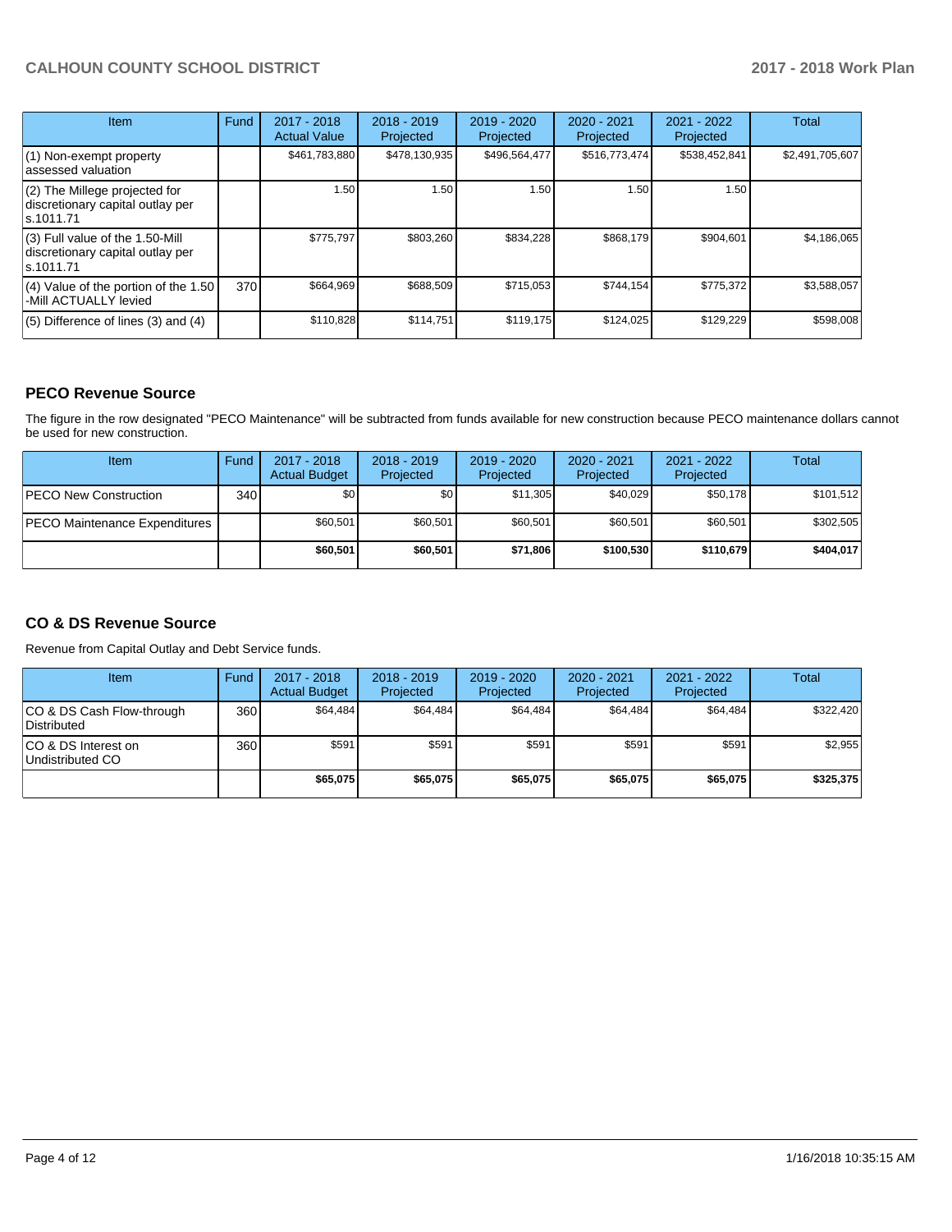| Item | Fund | 2017 - 2018 Actual Value | 2018 - 2019 Projected | 2019 - 2020 Projected | 2020 - 2021 Projected | 2021 - 2022 Projected | Total |
|---|---|---|---|---|---|---|---|
| (1) Non-exempt property assessed valuation | | $461,783,880 | $478,130,935 | $496,564,477 | $516,773,474 | $538,452,841 | $2,491,705,607 |
| (2) The Millege projected for discretionary capital outlay per s.1011.71 | | 1.50 | 1.50 | 1.50 | 1.50 | 1.50 | |
| (3) Full value of the 1.50-Mill discretionary capital outlay per s.1011.71 | | $775,797 | $803,260 | $834,228 | $868,179 | $904,601 | $4,186,065 |
| (4) Value of the portion of the 1.50 -Mill ACTUALLY levied | 370 | $664,969 | $688,509 | $715,053 | $744,154 | $775,372 | $3,588,057 |
| (5) Difference of lines (3) and (4) | | $110,828 | $114,751 | $119,175 | $124,025 | $129,229 | $598,008 |

## PECO Revenue Source

The figure in the row designated "PECO Maintenance" will be subtracted from funds available for new construction because PECO maintenance dollars cannot be used for new construction.

| Item | Fund | 2017 - 2018 Actual Budget | 2018 - 2019 Projected | 2019 - 2020 Projected | 2020 - 2021 Projected | 2021 - 2022 Projected | Total |
|---|---|---|---|---|---|---|---|
| PECO New Construction | 340 | $0 | $0 | $11,305 | $40,029 | $50,178 | $101,512 |
| PECO Maintenance Expenditures | | $60,501 | $60,501 | $60,501 | $60,501 | $60,501 | $302,505 |
| | | **$60,501** | **$60,501** | **$71,806** | **$100,530** | **$110,679** | **$404,017** |

## CO & DS Revenue Source

Revenue from Capital Outlay and Debt Service funds.

| Item | Fund | 2017 - 2018 Actual Budget | 2018 - 2019 Projected | 2019 - 2020 Projected | 2020 - 2021 Projected | 2021 - 2022 Projected | Total |
|---|---|---|---|---|---|---|---|
| CO & DS Cash Flow-through Distributed | 360 | $64,484 | $64,484 | $64,484 | $64,484 | $64,484 | $322,420 |
| CO & DS Interest on Undistributed CO | 360 | $591 | $591 | $591 | $591 | $591 | $2,955 |
| | | **$65,075** | **$65,075** | **$65,075** | **$65,075** | **$65,075** | **$325,375** |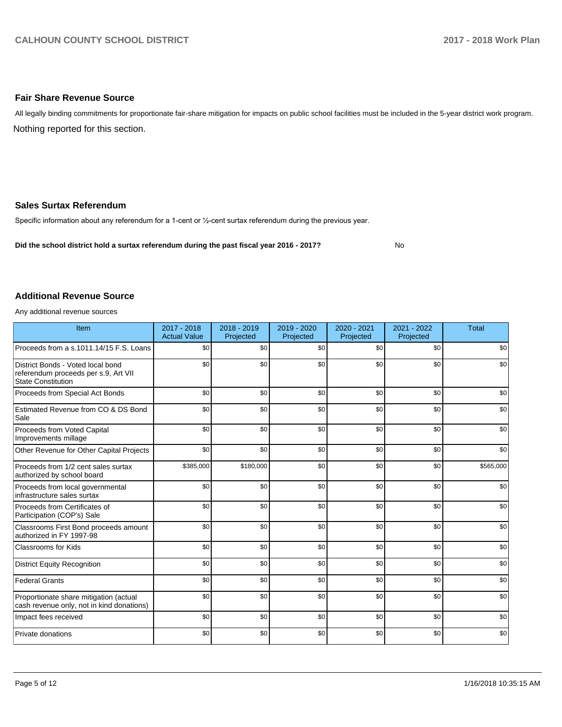### Fair Share Revenue Source

All legally binding commitments for proportionate fair-share mitigation for impacts on public school facilities must be included in the 5-year district work program.

Nothing reported for this section.

### Sales Surtax Referendum

Specific information about any referendum for a 1-cent or ½-cent surtax referendum during the previous year.

**Did the school district hold a surtax referendum during the past fiscal year 2016 - 2017?** No

### Additional Revenue Source

Any additional revenue sources

| Item | 2017 - 2018 Actual Value | 2018 - 2019 Projected | 2019 - 2020 Projected | 2020 - 2021 Projected | 2021 - 2022 Projected | Total |
|---|---|---|---|---|---|---|
| Proceeds from a s.1011.14/15 F.S. Loans | $0 | $0 | $0 | $0 | $0 | $0 |
| District Bonds - Voted local bond referendum proceeds per s.9, Art VII State Constitution | $0 | $0 | $0 | $0 | $0 | $0 |
| Proceeds from Special Act Bonds | $0 | $0 | $0 | $0 | $0 | $0 |
| Estimated Revenue from CO & DS Bond Sale | $0 | $0 | $0 | $0 | $0 | $0 |
| Proceeds from Voted Capital Improvements millage | $0 | $0 | $0 | $0 | $0 | $0 |
| Other Revenue for Other Capital Projects | $0 | $0 | $0 | $0 | $0 | $0 |
| Proceeds from 1/2 cent sales surtax authorized by school board | $385,000 | $180,000 | $0 | $0 | $0 | $565,000 |
| Proceeds from local governmental infrastructure sales surtax | $0 | $0 | $0 | $0 | $0 | $0 |
| Proceeds from Certificates of Participation (COP's) Sale | $0 | $0 | $0 | $0 | $0 | $0 |
| Classrooms First Bond proceeds amount authorized in FY 1997-98 | $0 | $0 | $0 | $0 | $0 | $0 |
| Classrooms for Kids | $0 | $0 | $0 | $0 | $0 | $0 |
| District Equity Recognition | $0 | $0 | $0 | $0 | $0 | $0 |
| Federal Grants | $0 | $0 | $0 | $0 | $0 | $0 |
| Proportionate share mitigation (actual cash revenue only, not in kind donations) | $0 | $0 | $0 | $0 | $0 | $0 |
| Impact fees received | $0 | $0 | $0 | $0 | $0 | $0 |
| Private donations | $0 | $0 | $0 | $0 | $0 | $0 |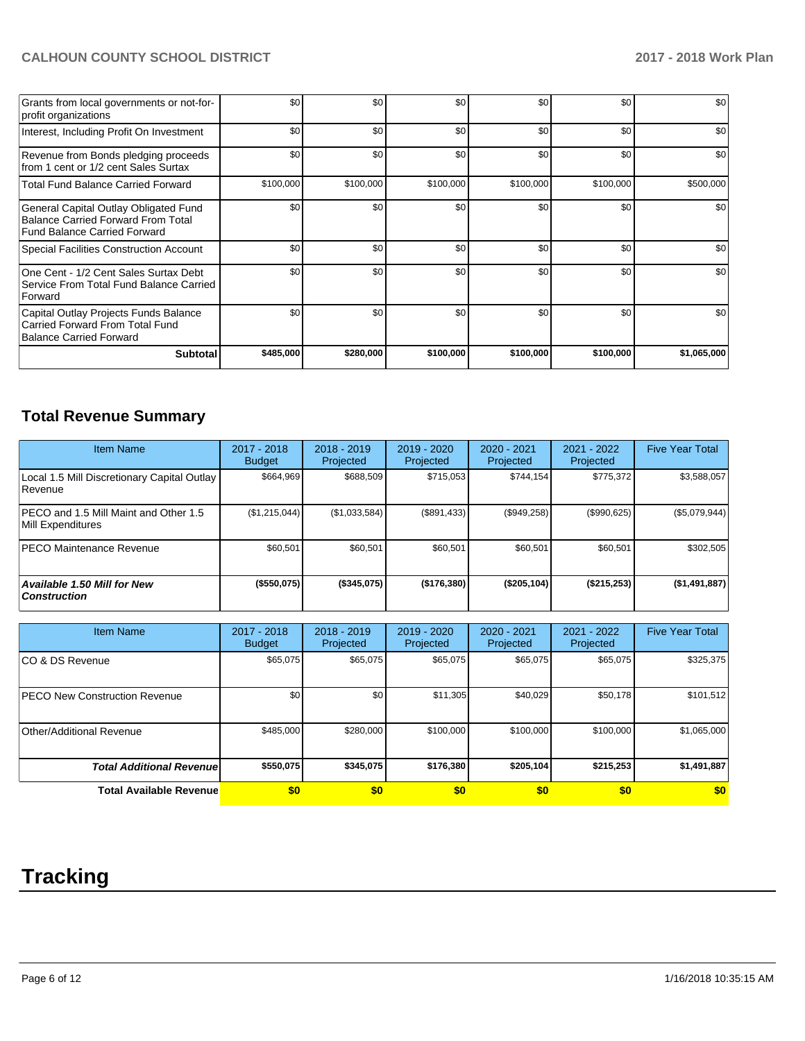| | | | | | | |
|---|---|---|---|---|---|---|
| Grants from local governments or not-for-profit organizations | $0 | $0 | $0 | $0 | $0 | $0 |
| Interest, Including Profit On Investment | $0 | $0 | $0 | $0 | $0 | $0 |
| Revenue from Bonds pledging proceeds from 1 cent or 1/2 cent Sales Surtax | $0 | $0 | $0 | $0 | $0 | $0 |
| Total Fund Balance Carried Forward | $100,000 | $100,000 | $100,000 | $100,000 | $100,000 | $500,000 |
| General Capital Outlay Obligated Fund Balance Carried Forward From Total Fund Balance Carried Forward | $0 | $0 | $0 | $0 | $0 | $0 |
| Special Facilities Construction Account | $0 | $0 | $0 | $0 | $0 | $0 |
| One Cent - 1/2 Cent Sales Surtax Debt Service From Total Fund Balance Carried Forward | $0 | $0 | $0 | $0 | $0 | $0 |
| Capital Outlay Projects Funds Balance Carried Forward From Total Fund Balance Carried Forward | $0 | $0 | $0 | $0 | $0 | $0 |
| **Subtotal** | **$485,000** | **$280,000** | **$100,000** | **$100,000** | **$100,000** | **$1,065,000** |

## Total Revenue Summary

| Item Name | 2017 - 2018 Budget | 2018 - 2019 Projected | 2019 - 2020 Projected | 2020 - 2021 Projected | 2021 - 2022 Projected | Five Year Total |
|---|---|---|---|---|---|---|
| Local 1.5 Mill Discretionary Capital Outlay Revenue | $664,969 | $688,509 | $715,053 | $744,154 | $775,372 | $3,588,057 |
| PECO and 1.5 Mill Maint and Other 1.5 Mill Expenditures | ($1,215,044) | ($1,033,584) | ($891,433) | ($949,258) | ($990,625) | ($5,079,944) |
| PECO Maintenance Revenue | $60,501 | $60,501 | $60,501 | $60,501 | $60,501 | $302,505 |
| ***Available 1.50 Mill for New Construction*** | **($550,075)** | **($345,075)** | **($176,380)** | **($205,104)** | **($215,253)** | **($1,491,887)** |

| Item Name | 2017 - 2018 Budget | 2018 - 2019 Projected | 2019 - 2020 Projected | 2020 - 2021 Projected | 2021 - 2022 Projected | Five Year Total |
|---|---|---|---|---|---|---|
| CO & DS Revenue | $65,075 | $65,075 | $65,075 | $65,075 | $65,075 | $325,375 |
| PECO New Construction Revenue | $0 | $0 | $11,305 | $40,029 | $50,178 | $101,512 |
| Other/Additional Revenue | $485,000 | $280,000 | $100,000 | $100,000 | $100,000 | $1,065,000 |
| ***Total Additional Revenue*** | **$550,075** | **$345,075** | **$176,380** | **$205,104** | **$215,253** | **$1,491,887** |
| **Total Available Revenue** | **$0** | **$0** | **$0** | **$0** | **$0** | **$0** |

# Tracking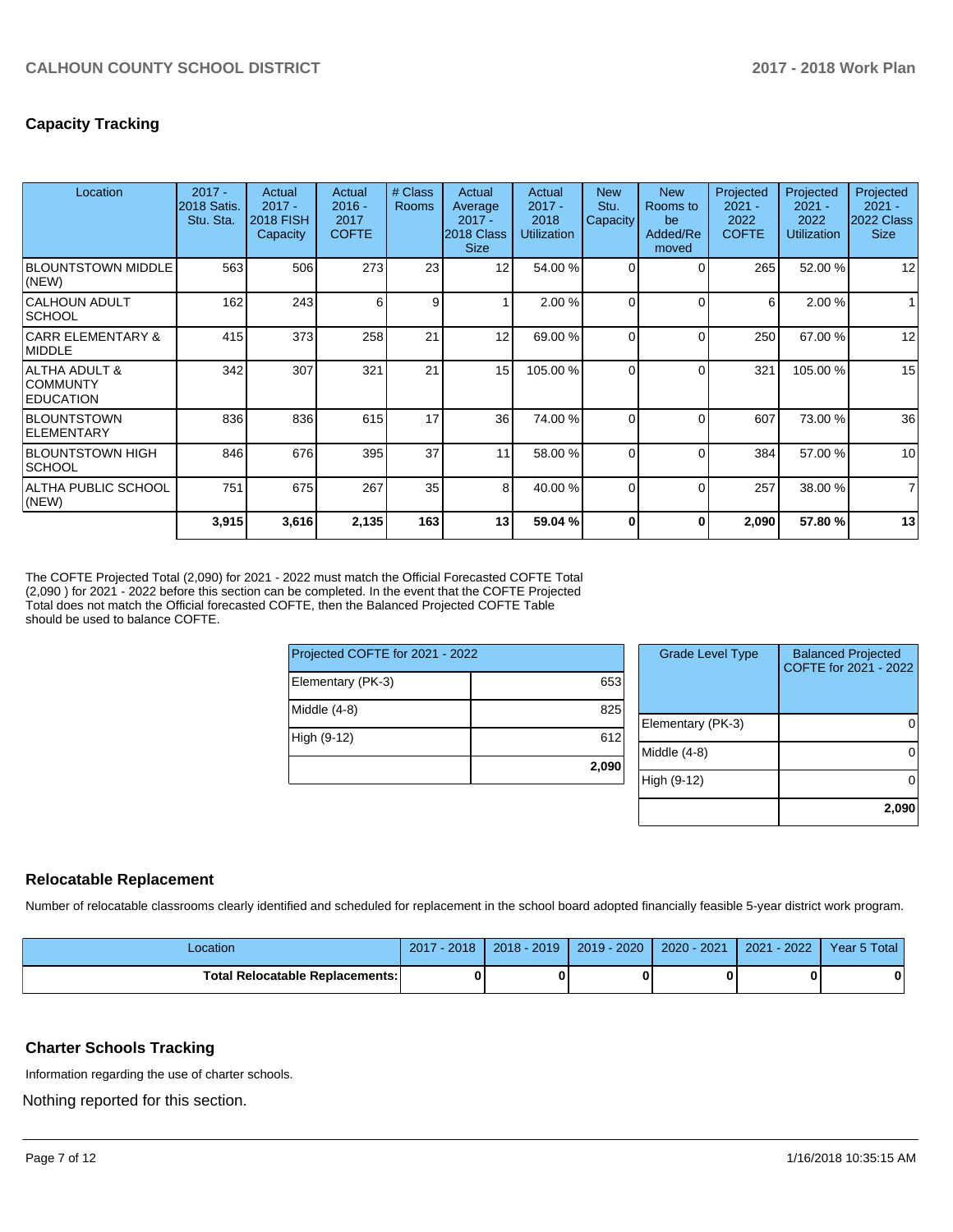## Capacity Tracking

| Location | 2017 - 2018 Satis. Stu. Sta. | Actual 2017 - 2018 FISH Capacity | Actual 2016 - 2017 COFTE | # Class Rooms | Actual Average 2017 - 2018 Class Size | Actual 2017 - 2018 Utilization | New Stu. Capacity | New Rooms to be Added/Removed | Projected 2021 - 2022 COFTE | Projected 2021 - 2022 Utilization | Projected 2021 - 2022 Class Size |
|---|---|---|---|---|---|---|---|---|---|---|---|
| BLOUNTSTOWN MIDDLE (NEW) | 563 | 506 | 273 | 23 | 12 | 54.00 % | 0 | 0 | 265 | 52.00 % | 12 |
| CALHOUN ADULT SCHOOL | 162 | 243 | 6 | 9 | 1 | 2.00 % | 0 | 0 | 6 | 2.00 % | 1 |
| CARR ELEMENTARY & MIDDLE | 415 | 373 | 258 | 21 | 12 | 69.00 % | 0 | 0 | 250 | 67.00 % | 12 |
| ALTHA ADULT & COMMUNTY EDUCATION | 342 | 307 | 321 | 21 | 15 | 105.00 % | 0 | 0 | 321 | 105.00 % | 15 |
| BLOUNTSTOWN ELEMENTARY | 836 | 836 | 615 | 17 | 36 | 74.00 % | 0 | 0 | 607 | 73.00 % | 36 |
| BLOUNTSTOWN HIGH SCHOOL | 846 | 676 | 395 | 37 | 11 | 58.00 % | 0 | 0 | 384 | 57.00 % | 10 |
| ALTHA PUBLIC SCHOOL (NEW) | 751 | 675 | 267 | 35 | 8 | 40.00 % | 0 | 0 | 257 | 38.00 % | 7 |
| | **3,915** | **3,616** | **2,135** | **163** | **13** | **59.04 %** | **0** | **0** | **2,090** | **57.80 %** | **13** |

The COFTE Projected Total (2,090) for 2021 - 2022 must match the Official Forecasted COFTE Total (2,090 ) for 2021 - 2022 before this section can be completed. In the event that the COFTE Projected Total does not match the Official forecasted COFTE, then the Balanced Projected COFTE Table should be used to balance COFTE.

| Projected COFTE for 2021 - 2022 | |
|---|---|
| Elementary (PK-3) | 653 |
| Middle (4-8) | 825 |
| High (9-12) | 612 |
| | **2,090** |

| Grade Level Type | Balanced Projected COFTE for 2021 - 2022 |
|---|---|
| Elementary (PK-3) | 0 |
| Middle (4-8) | 0 |
| High (9-12) | 0 |
| | **2,090** |

## Relocatable Replacement

Number of relocatable classrooms clearly identified and scheduled for replacement in the school board adopted financially feasible 5-year district work program.

| Location | 2017 - 2018 | 2018 - 2019 | 2019 - 2020 | 2020 - 2021 | 2021 - 2022 | Year 5 Total |
|---|---|---|---|---|---|---|
| **Total Relocatable Replacements:** | **0** | **0** | **0** | **0** | **0** | **0** |

## Charter Schools Tracking

Information regarding the use of charter schools.

Nothing reported for this section.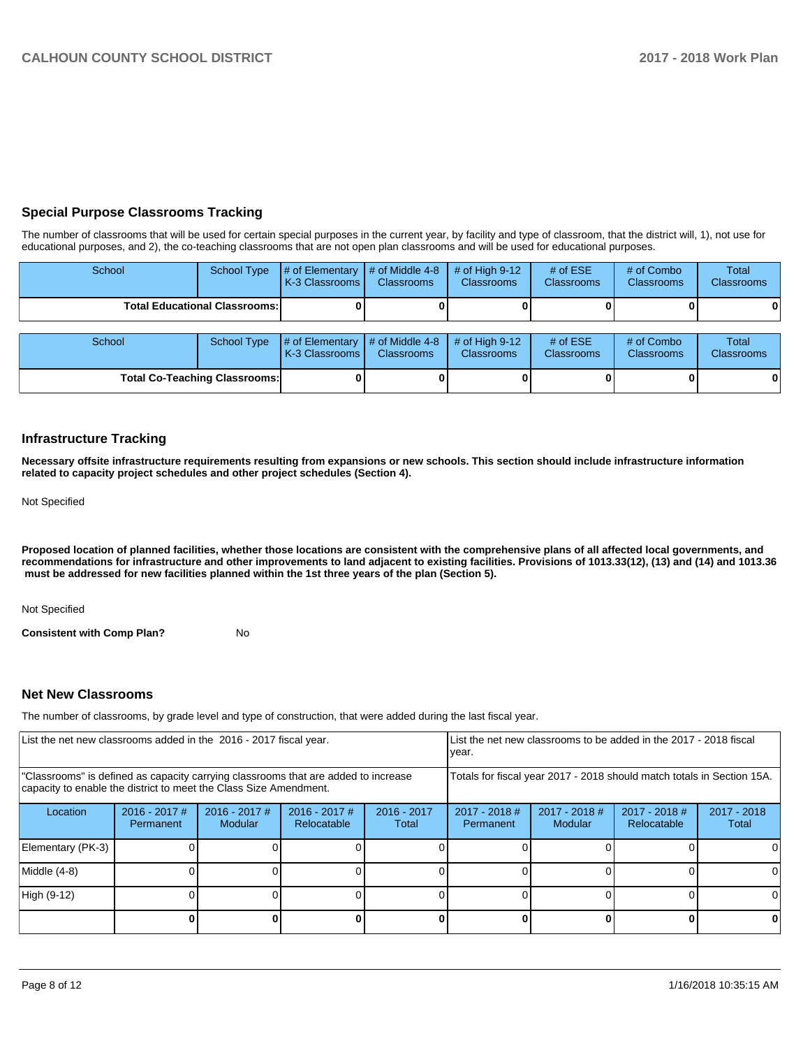## Special Purpose Classrooms Tracking

The number of classrooms that will be used for certain special purposes in the current year, by facility and type of classroom, that the district will, 1), not use for educational purposes, and 2), the co-teaching classrooms that are not open plan classrooms and will be used for educational purposes.

| School | School Type | # of Elementary K-3 Classrooms | # of Middle 4-8 Classrooms | # of High 9-12 Classrooms | # of ESE Classrooms | # of Combo Classrooms | Total Classrooms |
|---|---|---|---|---|---|---|---|
| **Total Educational Classrooms:** | | **0** | **0** | **0** | **0** | **0** | **0** |

| School | School Type | # of Elementary K-3 Classrooms | # of Middle 4-8 Classrooms | # of High 9-12 Classrooms | # of ESE Classrooms | # of Combo Classrooms | Total Classrooms |
|---|---|---|---|---|---|---|---|
| **Total Co-Teaching Classrooms:** | | **0** | **0** | **0** | **0** | **0** | **0** |

## Infrastructure Tracking

**Necessary offsite infrastructure requirements resulting from expansions or new schools. This section should include infrastructure information related to capacity project schedules and other project schedules (Section 4).**

Not Specified

**Proposed location of planned facilities, whether those locations are consistent with the comprehensive plans of all affected local governments, and recommendations for infrastructure and other improvements to land adjacent to existing facilities. Provisions of 1013.33(12), (13) and (14) and 1013.36 must be addressed for new facilities planned within the 1st three years of the plan (Section 5).**

Not Specified

**Consistent with Comp Plan?** No

## Net New Classrooms

The number of classrooms, by grade level and type of construction, that were added during the last fiscal year.

| List the net new classrooms added in the 2016 - 2017 fiscal year. | | | | | List the net new classrooms to be added in the 2017 - 2018 fiscal year. | | | |
|---|---|---|---|---|---|---|---|---|
| "Classrooms" is defined as capacity carrying classrooms that are added to increase capacity to enable the district to meet the Class Size Amendment. | | | | | Totals for fiscal year 2017 - 2018 should match totals in Section 15A. | | | |
| Location | 2016 - 2017 # Permanent | 2016 - 2017 # Modular | 2016 - 2017 # Relocatable | 2016 - 2017 Total | 2017 - 2018 # Permanent | 2017 - 2018 # Modular | 2017 - 2018 # Relocatable | 2017 - 2018 Total |
| Elementary (PK-3) | 0 | 0 | 0 | 0 | 0 | 0 | 0 | 0 |
| Middle (4-8) | 0 | 0 | 0 | 0 | 0 | 0 | 0 | 0 |
| High (9-12) | 0 | 0 | 0 | 0 | 0 | 0 | 0 | 0 |
| | **0** | **0** | **0** | **0** | **0** | **0** | **0** | **0** |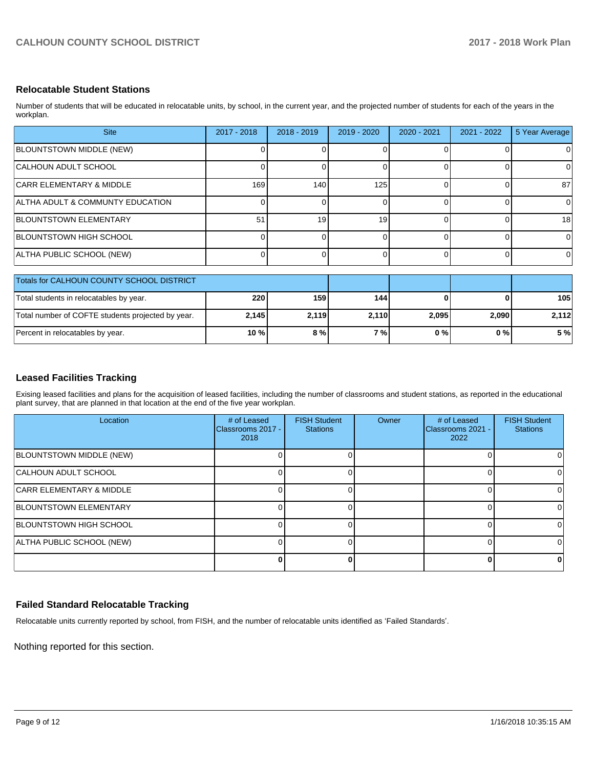## Relocatable Student Stations

Number of students that will be educated in relocatable units, by school, in the current year, and the projected number of students for each of the years in the workplan.

| Site | 2017 - 2018 | 2018 - 2019 | 2019 - 2020 | 2020 - 2021 | 2021 - 2022 | 5 Year Average |
|---|---|---|---|---|---|---|
| BLOUNTSTOWN MIDDLE (NEW) | 0 | 0 | 0 | 0 | 0 | 0 |
| CALHOUN ADULT SCHOOL | 0 | 0 | 0 | 0 | 0 | 0 |
| CARR ELEMENTARY & MIDDLE | 169 | 140 | 125 | 0 | 0 | 87 |
| ALTHA ADULT & COMMUNTY EDUCATION | 0 | 0 | 0 | 0 | 0 | 0 |
| BLOUNTSTOWN ELEMENTARY | 51 | 19 | 19 | 0 | 0 | 18 |
| BLOUNTSTOWN HIGH SCHOOL | 0 | 0 | 0 | 0 | 0 | 0 |
| ALTHA PUBLIC SCHOOL (NEW) | 0 | 0 | 0 | 0 | 0 | 0 |

| Totals for CALHOUN COUNTY SCHOOL DISTRICT | | | | | | |
|---|---|---|---|---|---|---|
| Total students in relocatables by year. | **220** | **159** | **144** | **0** | **0** | **105** |
| Total number of COFTE students projected by year. | **2,145** | **2,119** | **2,110** | **2,095** | **2,090** | **2,112** |
| Percent in relocatables by year. | **10 %** | **8 %** | **7 %** | **0 %** | **0 %** | **5 %** |

## Leased Facilities Tracking

Exising leased facilities and plans for the acquisition of leased facilities, including the number of classrooms and student stations, as reported in the educational plant survey, that are planned in that location at the end of the five year workplan.

| Location | # of Leased Classrooms 2017 - 2018 | FISH Student Stations | Owner | # of Leased Classrooms 2021 - 2022 | FISH Student Stations |
|---|---|---|---|---|---|
| BLOUNTSTOWN MIDDLE (NEW) | 0 | 0 | | 0 | 0 |
| CALHOUN ADULT SCHOOL | 0 | 0 | | 0 | 0 |
| CARR ELEMENTARY & MIDDLE | 0 | 0 | | 0 | 0 |
| BLOUNTSTOWN ELEMENTARY | 0 | 0 | | 0 | 0 |
| BLOUNTSTOWN HIGH SCHOOL | 0 | 0 | | 0 | 0 |
| ALTHA PUBLIC SCHOOL (NEW) | 0 | 0 | | 0 | 0 |
| | **0** | **0** | | **0** | **0** |

## Failed Standard Relocatable Tracking

Relocatable units currently reported by school, from FISH, and the number of relocatable units identified as 'Failed Standards'.

Nothing reported for this section.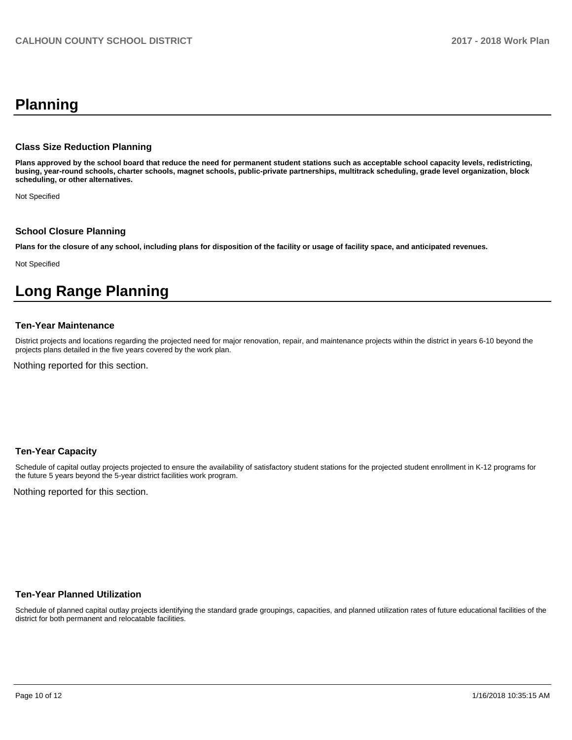# Planning

### Class Size Reduction Planning

**Plans approved by the school board that reduce the need for permanent student stations such as acceptable school capacity levels, redistricting, busing, year-round schools, charter schools, magnet schools, public-private partnerships, multitrack scheduling, grade level organization, block scheduling, or other alternatives.**

Not Specified

### School Closure Planning

**Plans for the closure of any school, including plans for disposition of the facility or usage of facility space, and anticipated revenues.**

Not Specified

# Long Range Planning

### Ten-Year Maintenance

District projects and locations regarding the projected need for major renovation, repair, and maintenance projects within the district in years 6-10 beyond the projects plans detailed in the five years covered by the work plan.

Nothing reported for this section.

### Ten-Year Capacity

Schedule of capital outlay projects projected to ensure the availability of satisfactory student stations for the projected student enrollment in K-12 programs for the future 5 years beyond the 5-year district facilities work program.

Nothing reported for this section.

### Ten-Year Planned Utilization

Schedule of planned capital outlay projects identifying the standard grade groupings, capacities, and planned utilization rates of future educational facilities of the district for both permanent and relocatable facilities.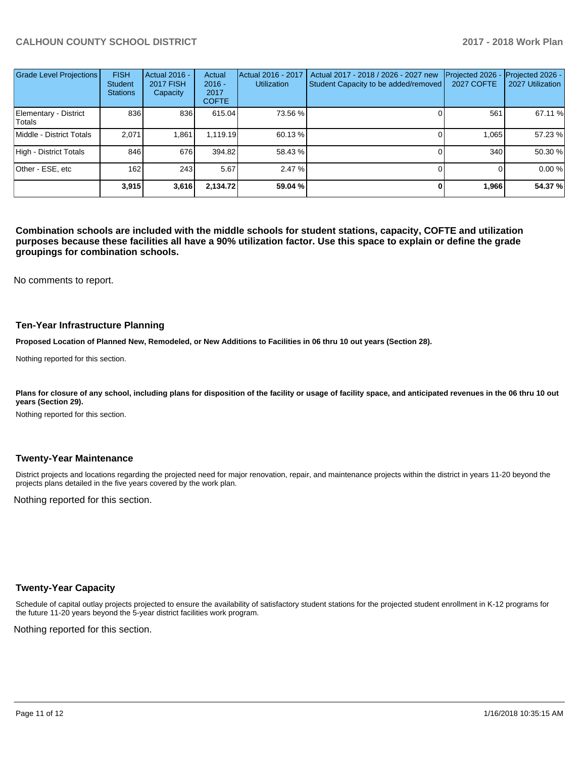| Grade Level Projections | FISH Student Stations | Actual 2016 - 2017 FISH Capacity | Actual 2016 - 2017 COFTE | Actual 2016 - 2017 Utilization | Actual 2017 - 2018 / 2026 - 2027 new Student Capacity to be added/removed | Projected 2026 - 2027 COFTE | Projected 2026 - 2027 Utilization |
|---|---|---|---|---|---|---|---|
| Elementary - District Totals | 836 | 836 | 615.04 | 73.56 % | 0 | 561 | 67.11 % |
| Middle - District Totals | 2,071 | 1,861 | 1,119.19 | 60.13 % | 0 | 1,065 | 57.23 % |
| High - District Totals | 846 | 676 | 394.82 | 58.43 % | 0 | 340 | 50.30 % |
| Other - ESE, etc | 162 | 243 | 5.67 | 2.47 % | 0 | 0 | 0.00 % |
| | **3,915** | **3,616** | **2,134.72** | **59.04 %** | **0** | **1,966** | **54.37 %** |

**Combination schools are included with the middle schools for student stations, capacity, COFTE and utilization purposes because these facilities all have a 90% utilization factor. Use this space to explain or define the grade groupings for combination schools.**

No comments to report.

### Ten-Year Infrastructure Planning

**Proposed Location of Planned New, Remodeled, or New Additions to Facilities in 06 thru 10 out years (Section 28).**

Nothing reported for this section.

**Plans for closure of any school, including plans for disposition of the facility or usage of facility space, and anticipated revenues in the 06 thru 10 out years (Section 29).**

Nothing reported for this section.

### Twenty-Year Maintenance

District projects and locations regarding the projected need for major renovation, repair, and maintenance projects within the district in years 11-20 beyond the projects plans detailed in the five years covered by the work plan.

Nothing reported for this section.

### Twenty-Year Capacity

Schedule of capital outlay projects projected to ensure the availability of satisfactory student stations for the projected student enrollment in K-12 programs for the future 11-20 years beyond the 5-year district facilities work program.

Nothing reported for this section.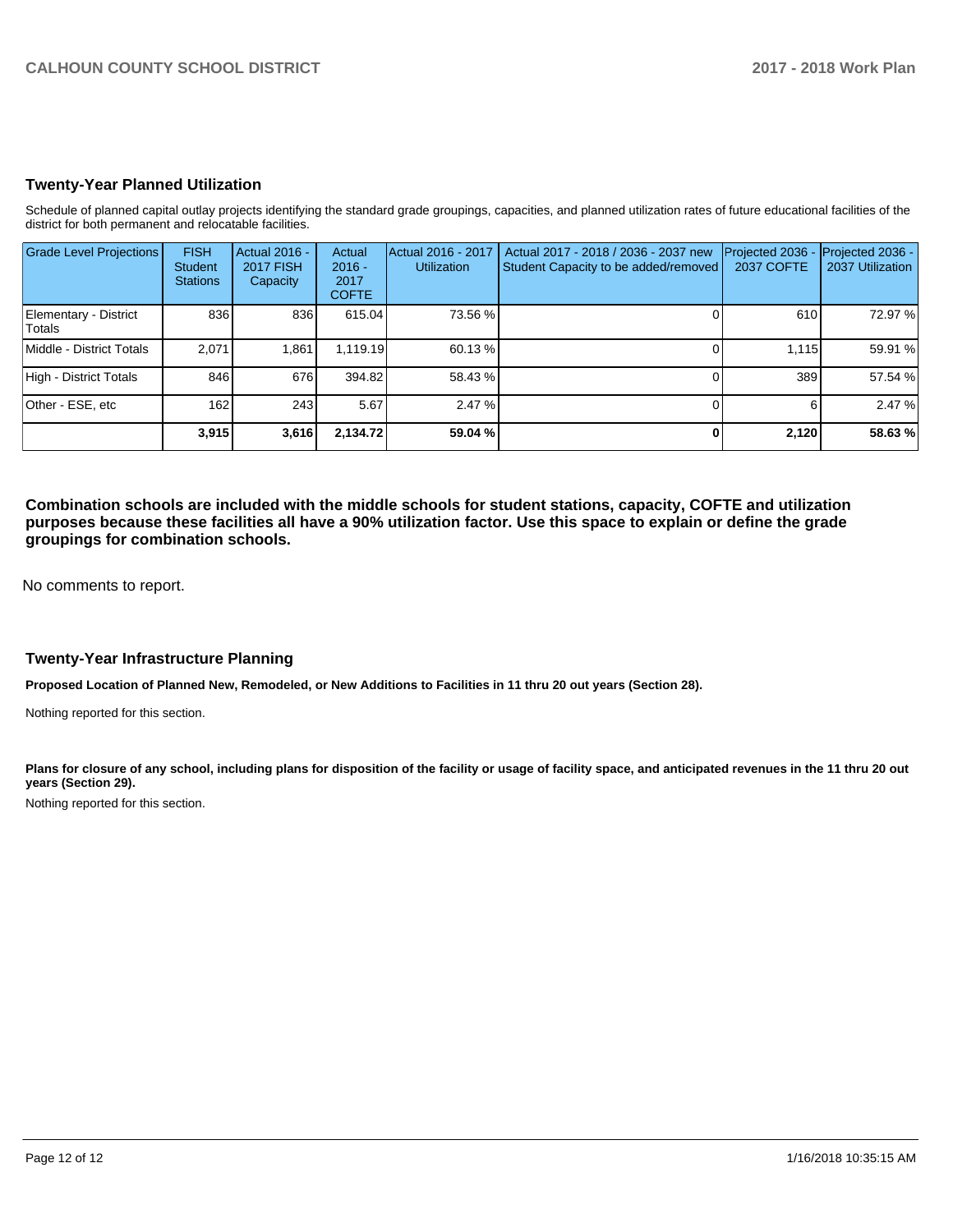## Twenty-Year Planned Utilization

Schedule of planned capital outlay projects identifying the standard grade groupings, capacities, and planned utilization rates of future educational facilities of the district for both permanent and relocatable facilities.

| Grade Level Projections | FISH Student Stations | Actual 2016 - 2017 FISH Capacity | Actual 2016 - 2017 COFTE | Actual 2016 - 2017 Utilization | Actual 2017 - 2018 / 2036 - 2037 new Student Capacity to be added/removed | Projected 2036 - 2037 COFTE | Projected 2036 - 2037 Utilization |
|---|---|---|---|---|---|---|---|
| Elementary - District Totals | 836 | 836 | 615.04 | 73.56 % | 0 | 610 | 72.97 % |
| Middle - District Totals | 2,071 | 1,861 | 1,119.19 | 60.13 % | 0 | 1,115 | 59.91 % |
| High - District Totals | 846 | 676 | 394.82 | 58.43 % | 0 | 389 | 57.54 % |
| Other - ESE, etc | 162 | 243 | 5.67 | 2.47 % | 0 | 6 | 2.47 % |
| | **3,915** | **3,616** | **2,134.72** | **59.04 %** | **0** | **2,120** | **58.63 %** |

**Combination schools are included with the middle schools for student stations, capacity, COFTE and utilization purposes because these facilities all have a 90% utilization factor. Use this space to explain or define the grade groupings for combination schools.**

No comments to report.

## Twenty-Year Infrastructure Planning

**Proposed Location of Planned New, Remodeled, or New Additions to Facilities in 11 thru 20 out years (Section 28).**

Nothing reported for this section.

**Plans for closure of any school, including plans for disposition of the facility or usage of facility space, and anticipated revenues in the 11 thru 20 out years (Section 29).**

Nothing reported for this section.